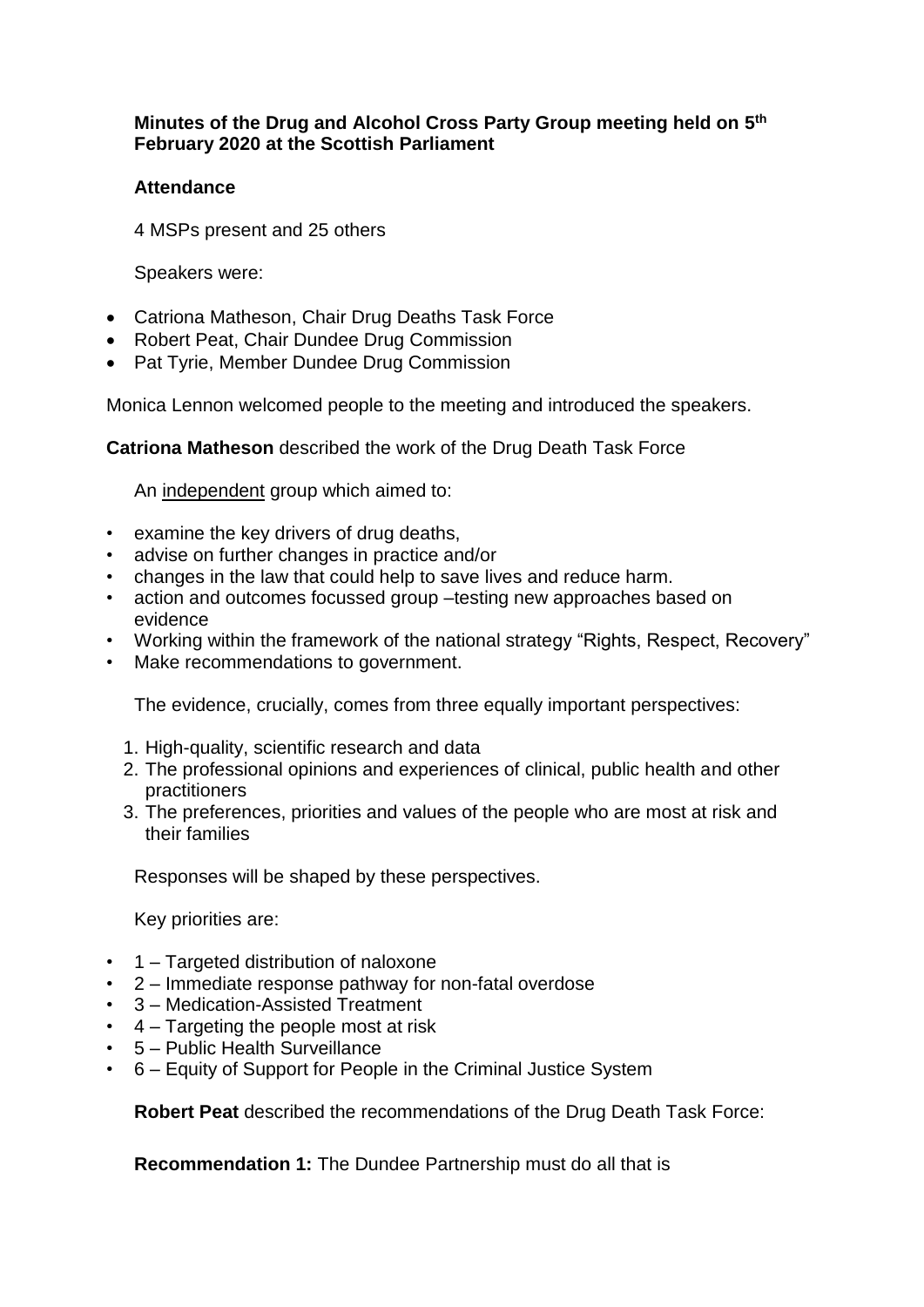**Minutes of the Drug and Alcohol Cross Party Group meeting held on 5th February 2020 at the Scottish Parliament**

**Attendance**

4 MSPs present and 25 others

Speakers were:

- Catriona Matheson, Chair Drug Deaths Task Force
- Robert Peat, Chair Dundee Drug Commission
- Pat Tyrie, Member Dundee Drug Commission

Monica Lennon welcomed people to the meeting and introduced the speakers.

**Catriona Matheson** described the work of the Drug Death Task Force

An independent group which aimed to:

- examine the key drivers of drug deaths,
- advise on further changes in practice and/or
- changes in the law that could help to save lives and reduce harm.
- action and outcomes focussed group –testing new approaches based on evidence
- Working within the framework of the national strategy "Rights, Respect, Recovery"
- Make recommendations to government.

The evidence, crucially, comes from three equally important perspectives:

1. High-quality, scientific research and data
2. The professional opinions and experiences of clinical, public health and other practitioners
3. The preferences, priorities and values of the people who are most at risk and their families

Responses will be shaped by these perspectives.

Key priorities are:

- 1 – Targeted distribution of naloxone
- 2 – Immediate response pathway for non-fatal overdose
- 3 – Medication-Assisted Treatment
- 4 – Targeting the people most at risk
- 5 – Public Health Surveillance
- 6 – Equity of Support for People in the Criminal Justice System

**Robert Peat** described the recommendations of the Drug Death Task Force:

**Recommendation 1:** The Dundee Partnership must do all that is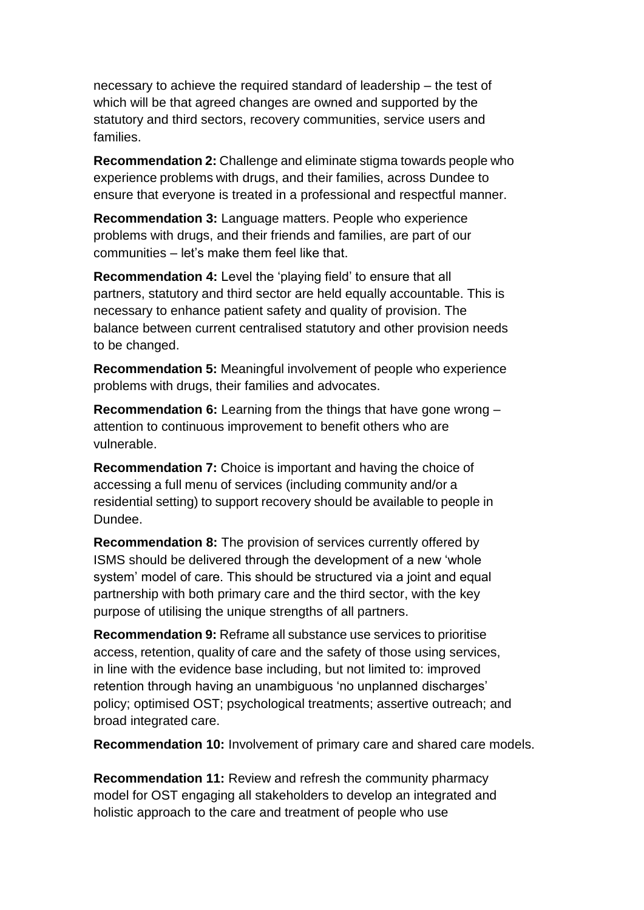necessary to achieve the required standard of leadership – the test of which will be that agreed changes are owned and supported by the statutory and third sectors, recovery communities, service users and families.

**Recommendation 2:** Challenge and eliminate stigma towards people who experience problems with drugs, and their families, across Dundee to ensure that everyone is treated in a professional and respectful manner.

**Recommendation 3:** Language matters. People who experience problems with drugs, and their friends and families, are part of our communities – let's make them feel like that.

**Recommendation 4:** Level the 'playing field' to ensure that all partners, statutory and third sector are held equally accountable. This is necessary to enhance patient safety and quality of provision. The balance between current centralised statutory and other provision needs to be changed.

**Recommendation 5:** Meaningful involvement of people who experience problems with drugs, their families and advocates.

**Recommendation 6:** Learning from the things that have gone wrong – attention to continuous improvement to benefit others who are vulnerable.

**Recommendation 7:** Choice is important and having the choice of accessing a full menu of services (including community and/or a residential setting) to support recovery should be available to people in Dundee.

**Recommendation 8:** The provision of services currently offered by ISMS should be delivered through the development of a new 'whole system' model of care. This should be structured via a joint and equal partnership with both primary care and the third sector, with the key purpose of utilising the unique strengths of all partners.

**Recommendation 9:** Reframe all substance use services to prioritise access, retention, quality of care and the safety of those using services, in line with the evidence base including, but not limited to: improved retention through having an unambiguous 'no unplanned discharges' policy; optimised OST; psychological treatments; assertive outreach; and broad integrated care.

**Recommendation 10:** Involvement of primary care and shared care models.

**Recommendation 11:** Review and refresh the community pharmacy model for OST engaging all stakeholders to develop an integrated and holistic approach to the care and treatment of people who use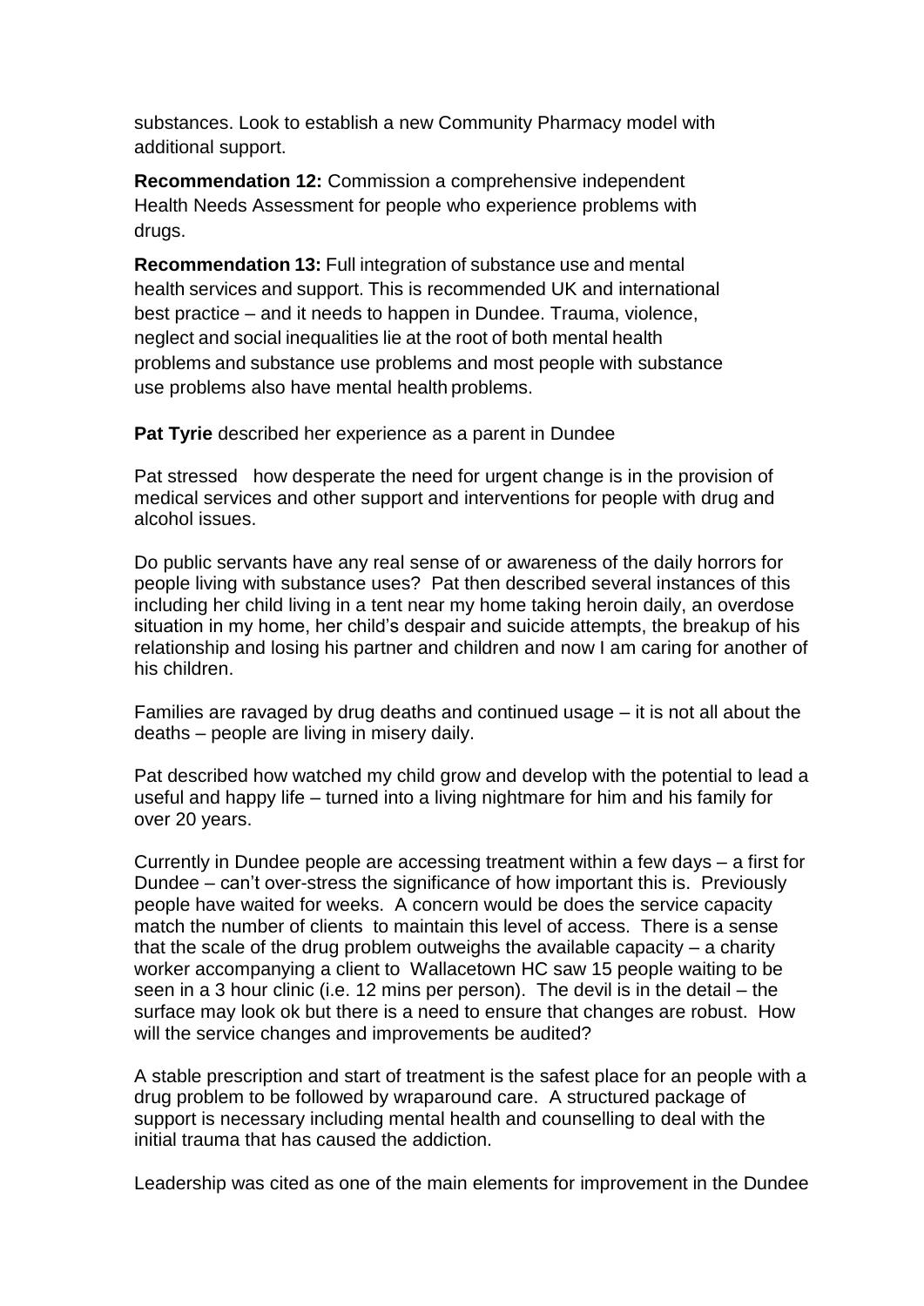substances. Look to establish a new Community Pharmacy model with additional support.

**Recommendation 12:** Commission a comprehensive independent Health Needs Assessment for people who experience problems with drugs.

**Recommendation 13:** Full integration of substance use and mental health services and support. This is recommended UK and international best practice – and it needs to happen in Dundee. Trauma, violence, neglect and social inequalities lie at the root of both mental health problems and substance use problems and most people with substance use problems also have mental health problems.

**Pat Tyrie** described her experience as a parent in Dundee

Pat stressed how desperate the need for urgent change is in the provision of medical services and other support and interventions for people with drug and alcohol issues.

Do public servants have any real sense of or awareness of the daily horrors for people living with substance uses? Pat then described several instances of this including her child living in a tent near my home taking heroin daily, an overdose situation in my home, her child's despair and suicide attempts, the breakup of his relationship and losing his partner and children and now I am caring for another of his children.

Families are ravaged by drug deaths and continued usage – it is not all about the deaths – people are living in misery daily.

Pat described how watched my child grow and develop with the potential to lead a useful and happy life – turned into a living nightmare for him and his family for over 20 years.

Currently in Dundee people are accessing treatment within a few days – a first for Dundee – can't over-stress the significance of how important this is. Previously people have waited for weeks. A concern would be does the service capacity match the number of clients to maintain this level of access. There is a sense that the scale of the drug problem outweighs the available capacity – a charity worker accompanying a client to Wallacetown HC saw 15 people waiting to be seen in a 3 hour clinic (i.e. 12 mins per person). The devil is in the detail – the surface may look ok but there is a need to ensure that changes are robust. How will the service changes and improvements be audited?

A stable prescription and start of treatment is the safest place for an people with a drug problem to be followed by wraparound care. A structured package of support is necessary including mental health and counselling to deal with the initial trauma that has caused the addiction.

Leadership was cited as one of the main elements for improvement in the Dundee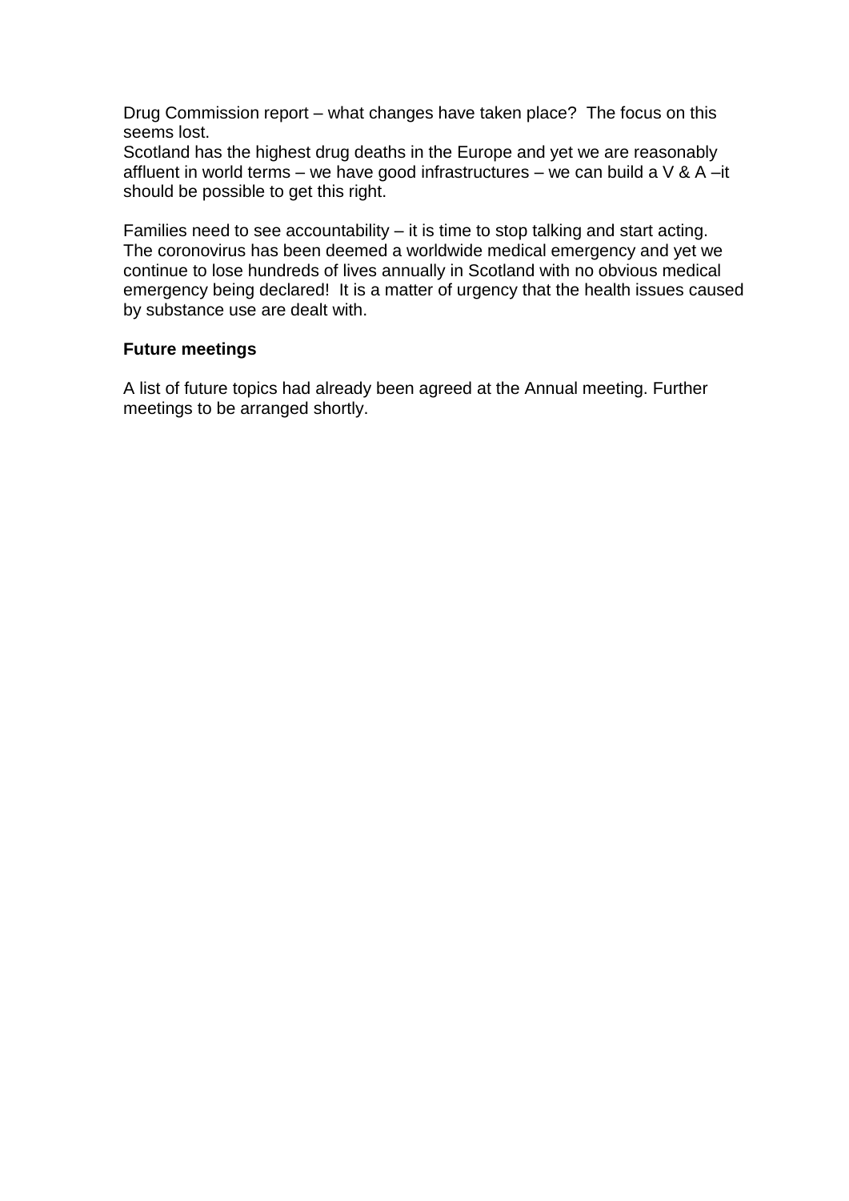Drug Commission report – what changes have taken place? The focus on this seems lost.
Scotland has the highest drug deaths in the Europe and yet we are reasonably affluent in world terms – we have good infrastructures – we can build a V & A –it should be possible to get this right.

Families need to see accountability – it is time to stop talking and start acting. The coronovirus has been deemed a worldwide medical emergency and yet we continue to lose hundreds of lives annually in Scotland with no obvious medical emergency being declared! It is a matter of urgency that the health issues caused by substance use are dealt with.

**Future meetings**

A list of future topics had already been agreed at the Annual meeting. Further meetings to be arranged shortly.